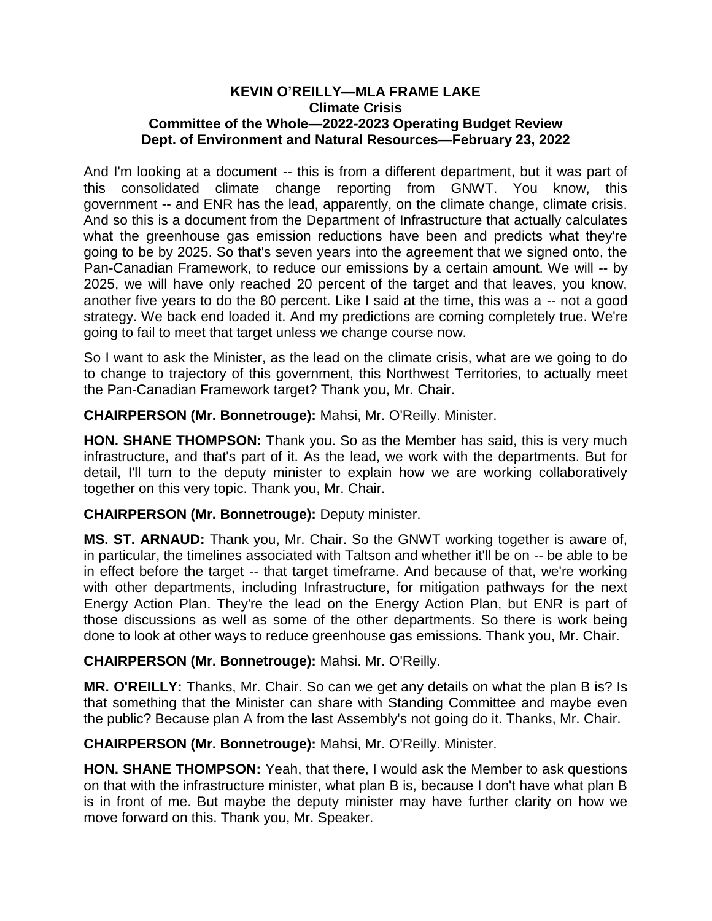**KEVIN O'REILLY—MLA FRAME LAKE**
**Climate Crisis**
**Committee of the Whole—2022-2023 Operating Budget Review**
**Dept. of Environment and Natural Resources—February 23, 2022**

And I'm looking at a document -- this is from a different department, but it was part of this consolidated climate change reporting from GNWT. You know, this government -- and ENR has the lead, apparently, on the climate change, climate crisis. And so this is a document from the Department of Infrastructure that actually calculates what the greenhouse gas emission reductions have been and predicts what they're going to be by 2025. So that's seven years into the agreement that we signed onto, the Pan-Canadian Framework, to reduce our emissions by a certain amount. We will -- by 2025, we will have only reached 20 percent of the target and that leaves, you know, another five years to do the 80 percent. Like I said at the time, this was a -- not a good strategy. We back end loaded it. And my predictions are coming completely true. We're going to fail to meet that target unless we change course now.

So I want to ask the Minister, as the lead on the climate crisis, what are we going to do to change to trajectory of this government, this Northwest Territories, to actually meet the Pan-Canadian Framework target? Thank you, Mr. Chair.

**CHAIRPERSON (Mr. Bonnetrouge):** Mahsi, Mr. O'Reilly. Minister.

**HON. SHANE THOMPSON:** Thank you. So as the Member has said, this is very much infrastructure, and that's part of it. As the lead, we work with the departments. But for detail, I'll turn to the deputy minister to explain how we are working collaboratively together on this very topic. Thank you, Mr. Chair.

**CHAIRPERSON (Mr. Bonnetrouge):** Deputy minister.

**MS. ST. ARNAUD:** Thank you, Mr. Chair. So the GNWT working together is aware of, in particular, the timelines associated with Taltson and whether it'll be on -- be able to be in effect before the target -- that target timeframe. And because of that, we're working with other departments, including Infrastructure, for mitigation pathways for the next Energy Action Plan. They're the lead on the Energy Action Plan, but ENR is part of those discussions as well as some of the other departments. So there is work being done to look at other ways to reduce greenhouse gas emissions. Thank you, Mr. Chair.

**CHAIRPERSON (Mr. Bonnetrouge):** Mahsi. Mr. O'Reilly.

**MR. O'REILLY:** Thanks, Mr. Chair. So can we get any details on what the plan B is? Is that something that the Minister can share with Standing Committee and maybe even the public? Because plan A from the last Assembly's not going do it. Thanks, Mr. Chair.

**CHAIRPERSON (Mr. Bonnetrouge):** Mahsi, Mr. O'Reilly. Minister.

**HON. SHANE THOMPSON:** Yeah, that there, I would ask the Member to ask questions on that with the infrastructure minister, what plan B is, because I don't have what plan B is in front of me. But maybe the deputy minister may have further clarity on how we move forward on this. Thank you, Mr. Speaker.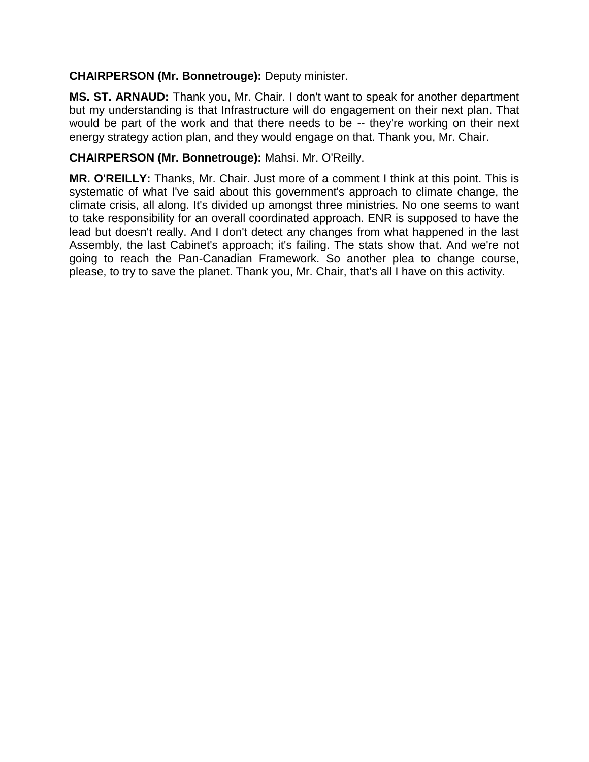**CHAIRPERSON (Mr. Bonnetrouge):** Deputy minister.

**MS. ST. ARNAUD:** Thank you, Mr. Chair. I don't want to speak for another department but my understanding is that Infrastructure will do engagement on their next plan. That would be part of the work and that there needs to be -- they're working on their next energy strategy action plan, and they would engage on that. Thank you, Mr. Chair.

**CHAIRPERSON (Mr. Bonnetrouge):** Mahsi. Mr. O'Reilly.

**MR. O'REILLY:** Thanks, Mr. Chair. Just more of a comment I think at this point. This is systematic of what I've said about this government's approach to climate change, the climate crisis, all along. It's divided up amongst three ministries. No one seems to want to take responsibility for an overall coordinated approach. ENR is supposed to have the lead but doesn't really. And I don't detect any changes from what happened in the last Assembly, the last Cabinet's approach; it's failing. The stats show that. And we're not going to reach the Pan-Canadian Framework. So another plea to change course, please, to try to save the planet. Thank you, Mr. Chair, that's all I have on this activity.